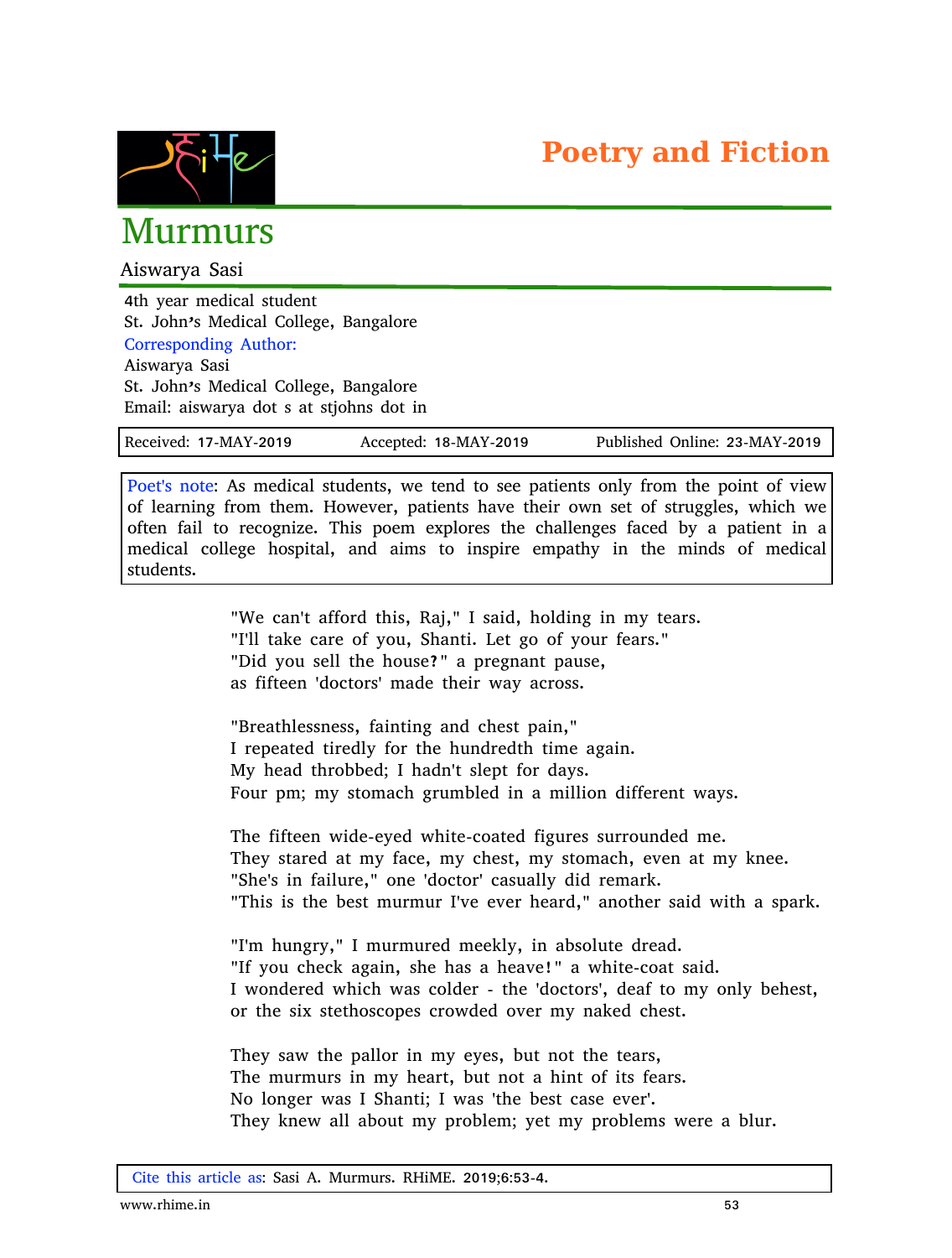**Poetry and Fiction**

# Murmurs

Aiswarya Sasi

4th year medical student
St. John's Medical College, Bangalore

Corresponding Author:
Aiswarya Sasi
St. John's Medical College, Bangalore
Email: aiswarya dot s at stjohns dot in

Received: 17-MAY-2019 Accepted: 18-MAY-2019 Published Online: 23-MAY-2019

Poet's note: As medical students, we tend to see patients only from the point of view of learning from them. However, patients have their own set of struggles, which we often fail to recognize. This poem explores the challenges faced by a patient in a medical college hospital, and aims to inspire empathy in the minds of medical students.

"We can't afford this, Raj," I said, holding in my tears.
"I'll take care of you, Shanti. Let go of your fears."
"Did you sell the house?" a pregnant pause,
as fifteen 'doctors' made their way across.

"Breathlessness, fainting and chest pain,"
I repeated tiredly for the hundredth time again.
My head throbbed; I hadn't slept for days.
Four pm; my stomach grumbled in a million different ways.

The fifteen wide-eyed white-coated figures surrounded me.
They stared at my face, my chest, my stomach, even at my knee.
"She's in failure," one 'doctor' casually did remark.
"This is the best murmur I've ever heard," another said with a spark.

"I'm hungry," I murmured meekly, in absolute dread.
"If you check again, she has a heave!" a white-coat said.
I wondered which was colder - the 'doctors', deaf to my only behest,
or the six stethoscopes crowded over my naked chest.

They saw the pallor in my eyes, but not the tears,
The murmurs in my heart, but not a hint of its fears.
No longer was I Shanti; I was 'the best case ever'.
They knew all about my problem; yet my problems were a blur.

Cite this article as: Sasi A. Murmurs. RHiME. 2019;6:53-4.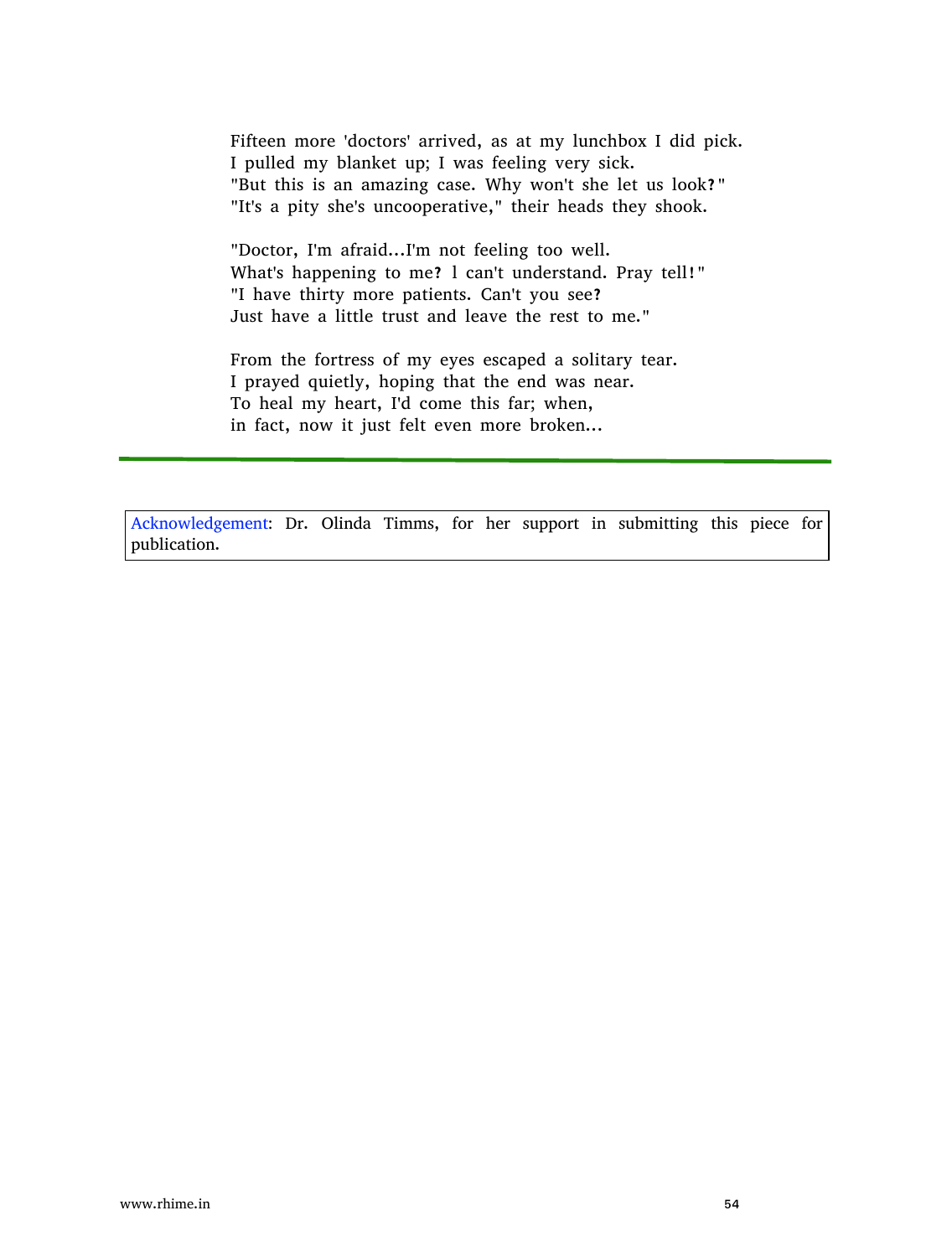Fifteen more 'doctors' arrived, as at my lunchbox I did pick.  
I pulled my blanket up; I was feeling very sick.  
"But this is an amazing case. Why won't she let us look?"  
"It's a pity she's uncooperative," their heads they shook.

"Doctor, I'm afraid...I'm not feeling too well.  
What's happening to me? I can't understand. Pray tell!"  
"I have thirty more patients. Can't you see?  
Just have a little trust and leave the rest to me."

From the fortress of my eyes escaped a solitary tear.  
I prayed quietly, hoping that the end was near.  
To heal my heart, I'd come this far; when,  
in fact, now it just felt even more broken...

---

Acknowledgement: Dr. Olinda Timms, for her support in submitting this piece for publication.